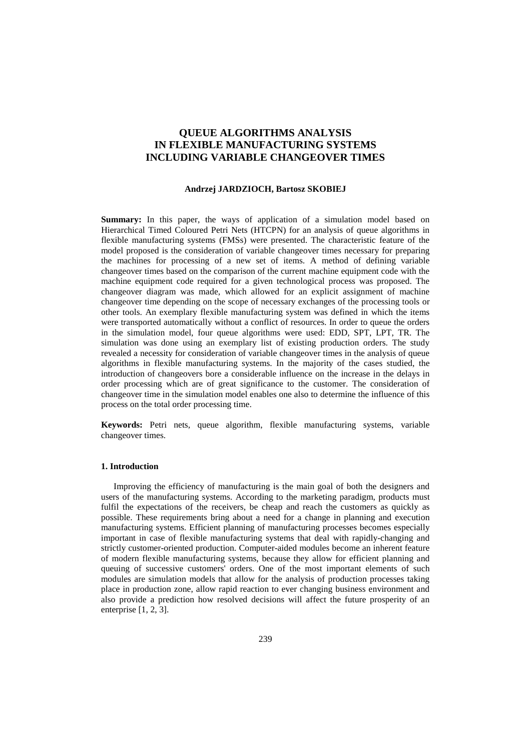# QUEUE ALGORITHMS ANALYSIS IN FLEXIBLE MANUFACTURING SYSTEMS INCLUDING VARIABLE CHANGEOVER TIMES

**Andrzej JARDZIOCH, Bartosz SKOBIEJ**

**Summary:** In this paper, the ways of application of a simulation model based on Hierarchical Timed Coloured Petri Nets (HTCPN) for an analysis of queue algorithms in flexible manufacturing systems (FMSs) were presented. The characteristic feature of the model proposed is the consideration of variable changeover times necessary for preparing the machines for processing of a new set of items. A method of defining variable changeover times based on the comparison of the current machine equipment code with the machine equipment code required for a given technological process was proposed. The changeover diagram was made, which allowed for an explicit assignment of machine changeover time depending on the scope of necessary exchanges of the processing tools or other tools. An exemplary flexible manufacturing system was defined in which the items were transported automatically without a conflict of resources. In order to queue the orders in the simulation model, four queue algorithms were used: EDD, SPT, LPT, TR. The simulation was done using an exemplary list of existing production orders. The study revealed a necessity for consideration of variable changeover times in the analysis of queue algorithms in flexible manufacturing systems. In the majority of the cases studied, the introduction of changeovers bore a considerable influence on the increase in the delays in order processing which are of great significance to the customer. The consideration of changeover time in the simulation model enables one also to determine the influence of this process on the total order processing time.

**Keywords:** Petri nets, queue algorithm, flexible manufacturing systems, variable changeover times.

## 1. Introduction

Improving the efficiency of manufacturing is the main goal of both the designers and users of the manufacturing systems. According to the marketing paradigm, products must fulfil the expectations of the receivers, be cheap and reach the customers as quickly as possible. These requirements bring about a need for a change in planning and execution manufacturing systems. Efficient planning of manufacturing processes becomes especially important in case of flexible manufacturing systems that deal with rapidly-changing and strictly customer-oriented production. Computer-aided modules become an inherent feature of modern flexible manufacturing systems, because they allow for efficient planning and queuing of successive customers' orders. One of the most important elements of such modules are simulation models that allow for the analysis of production processes taking place in production zone, allow rapid reaction to ever changing business environment and also provide a prediction how resolved decisions will affect the future prosperity of an enterprise [1, 2, 3].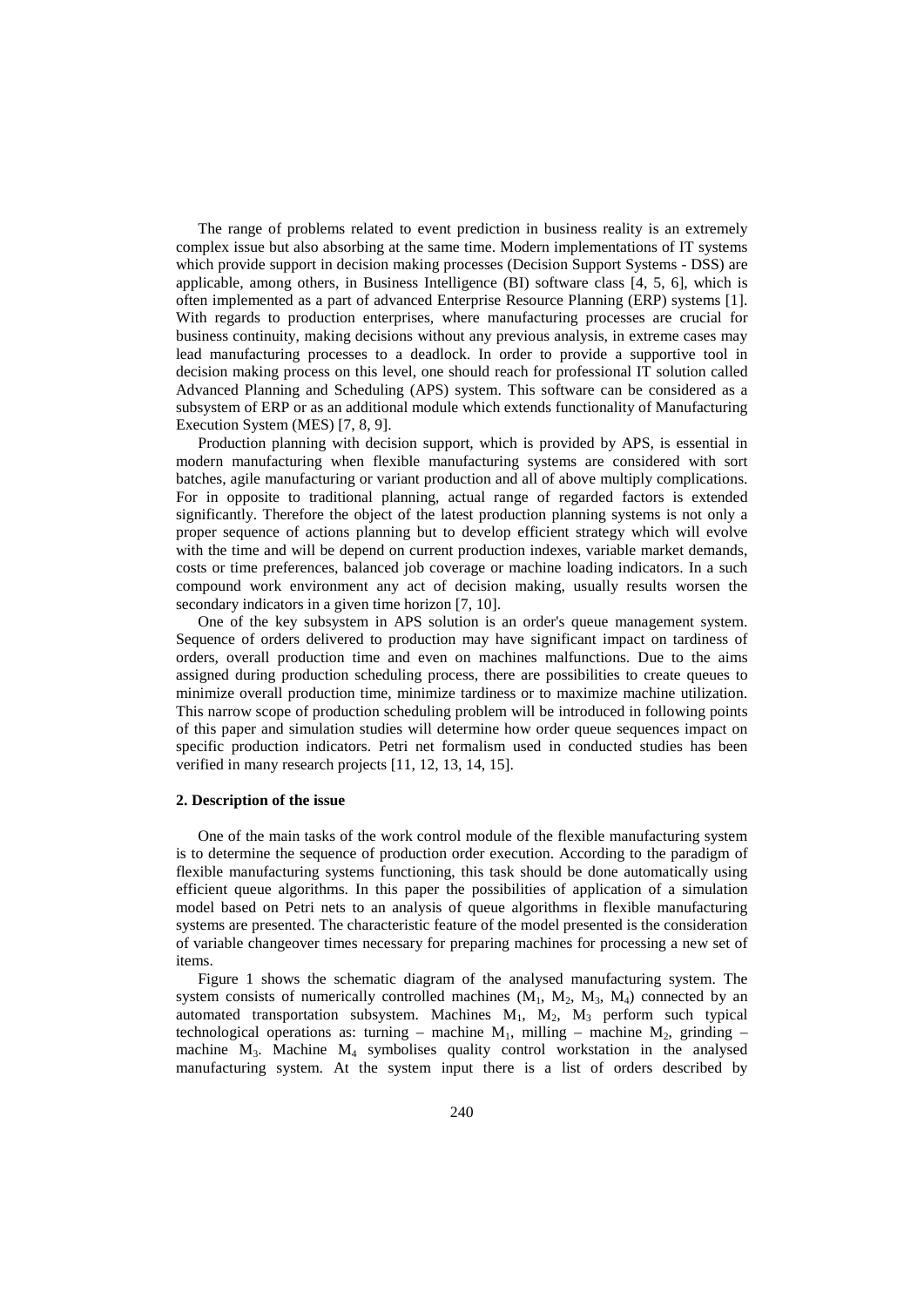The range of problems related to event prediction in business reality is an extremely complex issue but also absorbing at the same time. Modern implementations of IT systems which provide support in decision making processes (Decision Support Systems - DSS) are applicable, among others, in Business Intelligence (BI) software class [4, 5, 6], which is often implemented as a part of advanced Enterprise Resource Planning (ERP) systems [1]. With regards to production enterprises, where manufacturing processes are crucial for business continuity, making decisions without any previous analysis, in extreme cases may lead manufacturing processes to a deadlock. In order to provide a supportive tool in decision making process on this level, one should reach for professional IT solution called Advanced Planning and Scheduling (APS) system. This software can be considered as a subsystem of ERP or as an additional module which extends functionality of Manufacturing Execution System (MES) [7, 8, 9].

Production planning with decision support, which is provided by APS, is essential in modern manufacturing when flexible manufacturing systems are considered with sort batches, agile manufacturing or variant production and all of above multiply complications. For in opposite to traditional planning, actual range of regarded factors is extended significantly. Therefore the object of the latest production planning systems is not only a proper sequence of actions planning but to develop efficient strategy which will evolve with the time and will be depend on current production indexes, variable market demands, costs or time preferences, balanced job coverage or machine loading indicators. In a such compound work environment any act of decision making, usually results worsen the secondary indicators in a given time horizon [7, 10].

One of the key subsystem in APS solution is an order's queue management system. Sequence of orders delivered to production may have significant impact on tardiness of orders, overall production time and even on machines malfunctions. Due to the aims assigned during production scheduling process, there are possibilities to create queues to minimize overall production time, minimize tardiness or to maximize machine utilization. This narrow scope of production scheduling problem will be introduced in following points of this paper and simulation studies will determine how order queue sequences impact on specific production indicators. Petri net formalism used in conducted studies has been verified in many research projects [11, 12, 13, 14, 15].

## 2. Description of the issue

One of the main tasks of the work control module of the flexible manufacturing system is to determine the sequence of production order execution. According to the paradigm of flexible manufacturing systems functioning, this task should be done automatically using efficient queue algorithms. In this paper the possibilities of application of a simulation model based on Petri nets to an analysis of queue algorithms in flexible manufacturing systems are presented. The characteristic feature of the model presented is the consideration of variable changeover times necessary for preparing machines for processing a new set of items.

Figure 1 shows the schematic diagram of the analysed manufacturing system. The system consists of numerically controlled machines ($M_1$, $M_2$, $M_3$, $M_4$) connected by an automated transportation subsystem. Machines $M_1$, $M_2$, $M_3$ perform such typical technological operations as: turning – machine $M_1$, milling – machine $M_2$, grinding – machine $M_3$. Machine $M_4$ symbolises quality control workstation in the analysed manufacturing system. At the system input there is a list of orders described by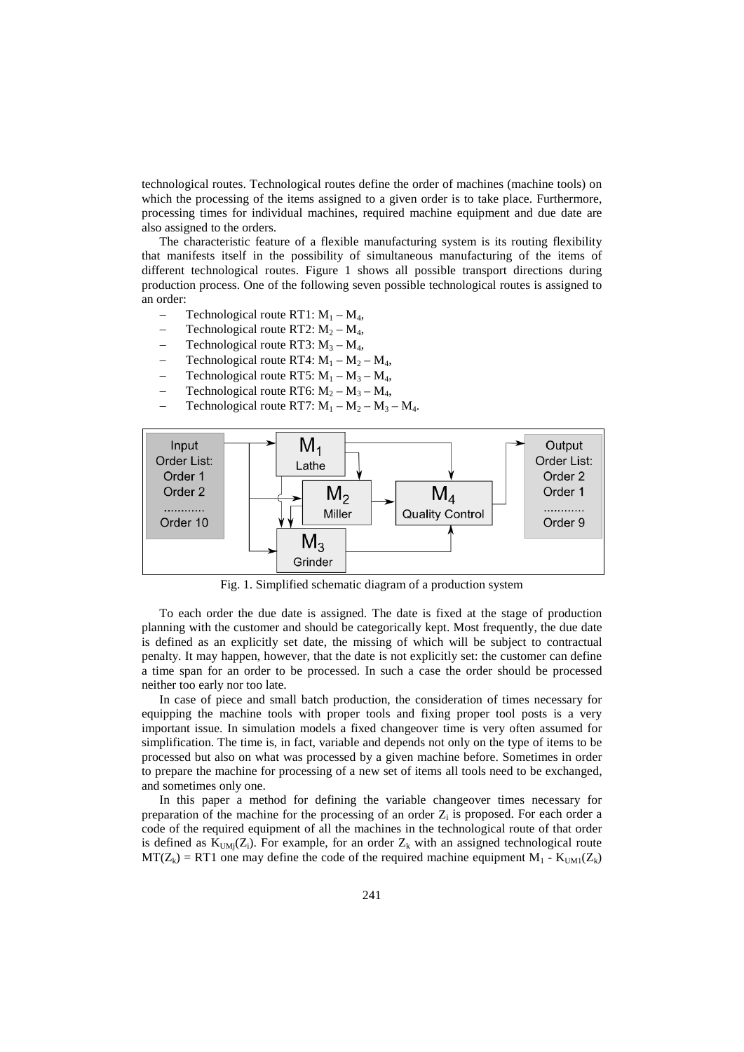technological routes. Technological routes define the order of machines (machine tools) on which the processing of the items assigned to a given order is to take place. Furthermore, processing times for individual machines, required machine equipment and due date are also assigned to the orders.

The characteristic feature of a flexible manufacturing system is its routing flexibility that manifests itself in the possibility of simultaneous manufacturing of the items of different technological routes. Figure 1 shows all possible transport directions during production process. One of the following seven possible technological routes is assigned to an order:

- Technological route RT1: $M_1 – M_4$,
- Technological route RT2: $M_2 – M_4$,
- Technological route RT3: $M_3 – M_4$,
- Technological route RT4: $M_1 – M_2 – M_4$,
- Technological route RT5: $M_1 – M_3 – M_4$,
- Technological route RT6: $M_2 – M_3 – M_4$,
- Technological route RT7: $M_1 – M_2 – M_3 – M_4$.

Fig. 1. Simplified schematic diagram of a production system

To each order the due date is assigned. The date is fixed at the stage of production planning with the customer and should be categorically kept. Most frequently, the due date is defined as an explicitly set date, the missing of which will be subject to contractual penalty. It may happen, however, that the date is not explicitly set: the customer can define a time span for an order to be processed. In such a case the order should be processed neither too early nor too late.

In case of piece and small batch production, the consideration of times necessary for equipping the machine tools with proper tools and fixing proper tool posts is a very important issue. In simulation models a fixed changeover time is very often assumed for simplification. The time is, in fact, variable and depends not only on the type of items to be processed but also on what was processed by a given machine before. Sometimes in order to prepare the machine for processing of a new set of items all tools need to be exchanged, and sometimes only one.

In this paper a method for defining the variable changeover times necessary for preparation of the machine for the processing of an order $Z_i$ is proposed. For each order a code of the required equipment of all the machines in the technological route of that order is defined as $K_{UMj}(Z_i)$. For example, for an order $Z_k$ with an assigned technological route $MT(Z_k)$ = RT1 one may define the code of the required machine equipment $M_1$ - $K_{UM1}(Z_k)$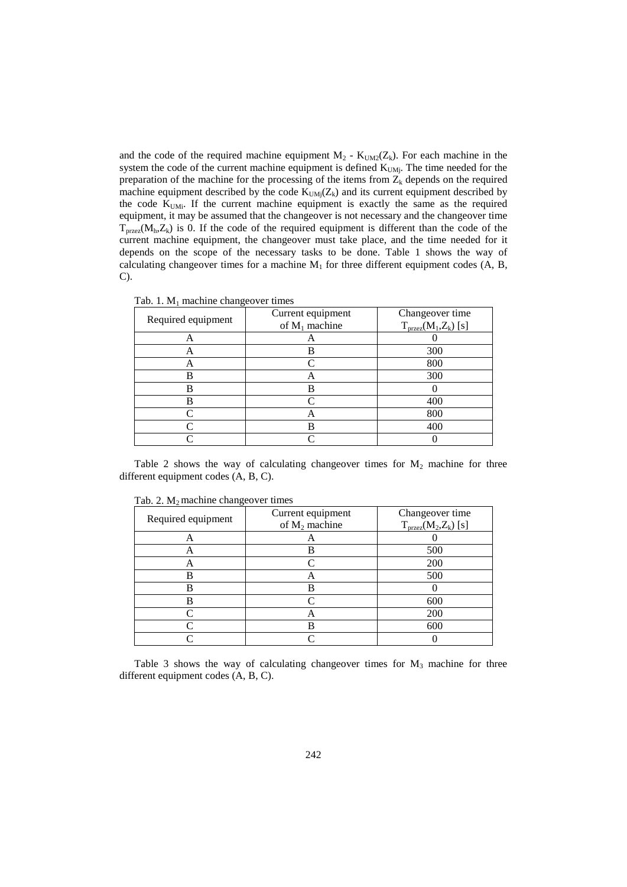and the code of the required machine equipment $M_2$ - $K_{UM2}(Z_k)$. For each machine in the system the code of the current machine equipment is defined $K_{UMj}$. The time needed for the preparation of the machine for the processing of the items from $Z_k$ depends on the required machine equipment described by the code $K_{UMj}(Z_k)$ and its current equipment described by the code $K_{UMi}$. If the current machine equipment is exactly the same as the required equipment, it may be assumed that the changeover is not necessary and the changeover time $T_{przez}(M_h,Z_k)$ is 0. If the code of the required equipment is different than the code of the current machine equipment, the changeover must take place, and the time needed for it depends on the scope of the necessary tasks to be done. Table 1 shows the way of calculating changeover times for a machine $M_1$ for three different equipment codes (A, B, C).

Tab. 1. $M_1$ machine changeover times

| Required equipment | Current equipment of $M_1$ machine | Changeover time $T_{przez}(M_1,Z_k)$ [s] |
|---|---|---|
| A | A | 0 |
| A | B | 300 |
| A | C | 800 |
| B | A | 300 |
| B | B | 0 |
| B | C | 400 |
| C | A | 800 |
| C | B | 400 |
| C | C | 0 |

Table 2 shows the way of calculating changeover times for $M_2$ machine for three different equipment codes (A, B, C).

Tab. 2. $M_2$ machine changeover times

| Required equipment | Current equipment of $M_2$ machine | Changeover time $T_{przez}(M_2,Z_k)$ [s] |
|---|---|---|
| A | A | 0 |
| A | B | 500 |
| A | C | 200 |
| B | A | 500 |
| B | B | 0 |
| B | C | 600 |
| C | A | 200 |
| C | B | 600 |
| C | C | 0 |

Table 3 shows the way of calculating changeover times for $M_3$ machine for three different equipment codes (A, B, C).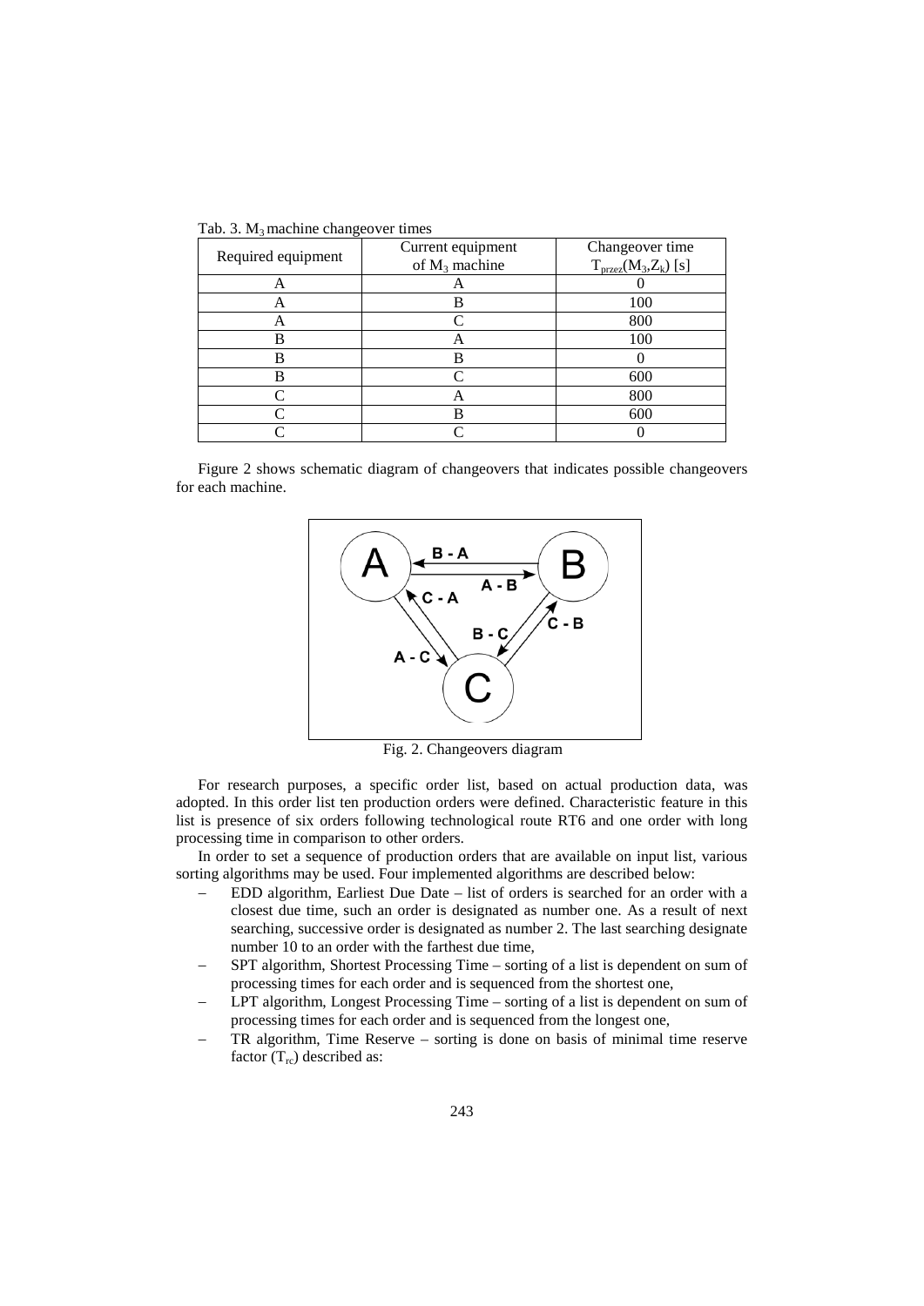Tab. 3. $M_3$ machine changeover times

| Required equipment | Current equipment of $M_3$ machine | Changeover time $T_{przez}(M_3,Z_k)$ [s] |
|---|---|---|
| A | A | 0 |
| A | B | 100 |
| A | C | 800 |
| B | A | 100 |
| B | B | 0 |
| B | C | 600 |
| C | A | 800 |
| C | B | 600 |
| C | C | 0 |

Figure 2 shows schematic diagram of changeovers that indicates possible changeovers for each machine.

Fig. 2. Changeovers diagram

For research purposes, a specific order list, based on actual production data, was adopted. In this order list ten production orders were defined. Characteristic feature in this list is presence of six orders following technological route RT6 and one order with long processing time in comparison to other orders.

In order to set a sequence of production orders that are available on input list, various sorting algorithms may be used. Four implemented algorithms are described below:

- EDD algorithm, Earliest Due Date – list of orders is searched for an order with a closest due time, such an order is designated as number one. As a result of next searching, successive order is designated as number 2. The last searching designate number 10 to an order with the farthest due time,
- SPT algorithm, Shortest Processing Time – sorting of a list is dependent on sum of processing times for each order and is sequenced from the shortest one,
- LPT algorithm, Longest Processing Time – sorting of a list is dependent on sum of processing times for each order and is sequenced from the longest one,
- TR algorithm, Time Reserve – sorting is done on basis of minimal time reserve factor ($T_{rc}$) described as: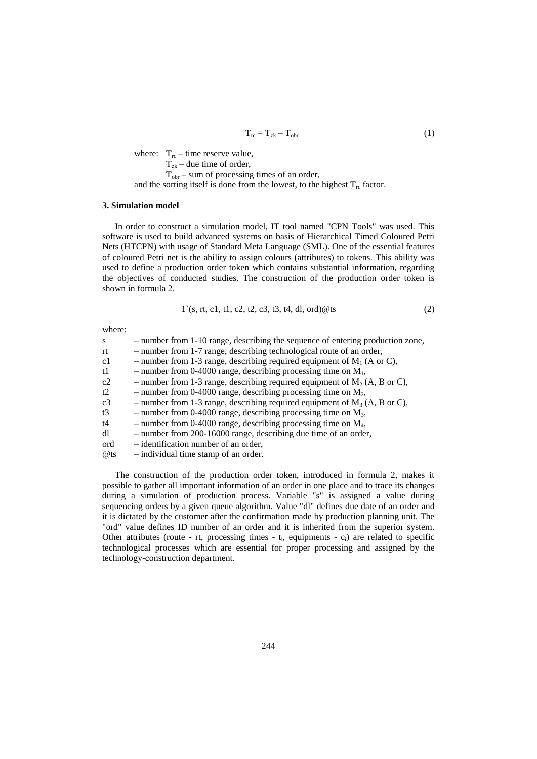$$T_{rc} = T_{zk} - T_{obr} \tag{1}$$

where: $T_{rc}$ – time reserve value,
$T_{zk}$ – due time of order,
$T_{obr}$ – sum of processing times of an order,
and the sorting itself is done from the lowest, to the highest $T_{rc}$ factor.

### 3. Simulation model

In order to construct a simulation model, IT tool named "CPN Tools" was used. This software is used to build advanced systems on basis of Hierarchical Timed Coloured Petri Nets (HTCPN) with usage of Standard Meta Language (SML). One of the essential features of coloured Petri net is the ability to assign colours (attributes) to tokens. This ability was used to define a production order token which contains substantial information, regarding the objectives of conducted studies. The construction of the production order token is shown in formula 2.

$$1`(s, rt, c1, t1, c2, t2, c3, t3, t4, dl, ord)@ts \tag{2}$$

where:

- s – number from 1-10 range, describing the sequence of entering production zone,
- rt – number from 1-7 range, describing technological route of an order,
- c1 – number from 1-3 range, describing required equipment of $M_1$ (A or C),
- t1 – number from 0-4000 range, describing processing time on $M_1$,
- c2 – number from 1-3 range, describing required equipment of $M_2$ (A, B or C),
- t2 – number from 0-4000 range, describing processing time on $M_2$,
- c3 – number from 1-3 range, describing required equipment of $M_3$ (A, B or C),
- t3 – number from 0-4000 range, describing processing time on $M_3$,
- t4 – number from 0-4000 range, describing processing time on $M_4$,
- dl – number from 200-16000 range, describing due time of an order,
- ord – identification number of an order,
- @ts – individual time stamp of an order.

The construction of the production order token, introduced in formula 2, makes it possible to gather all important information of an order in one place and to trace its changes during a simulation of production process. Variable "s" is assigned a value during sequencing orders by a given queue algorithm. Value "dl" defines due date of an order and it is dictated by the customer after the confirmation made by production planning unit. The "ord" value defines ID number of an order and it is inherited from the superior system. Other attributes (route - rt, processing times - $t_i$, equipments - $c_i$) are related to specific technological processes which are essential for proper processing and assigned by the technology-construction department.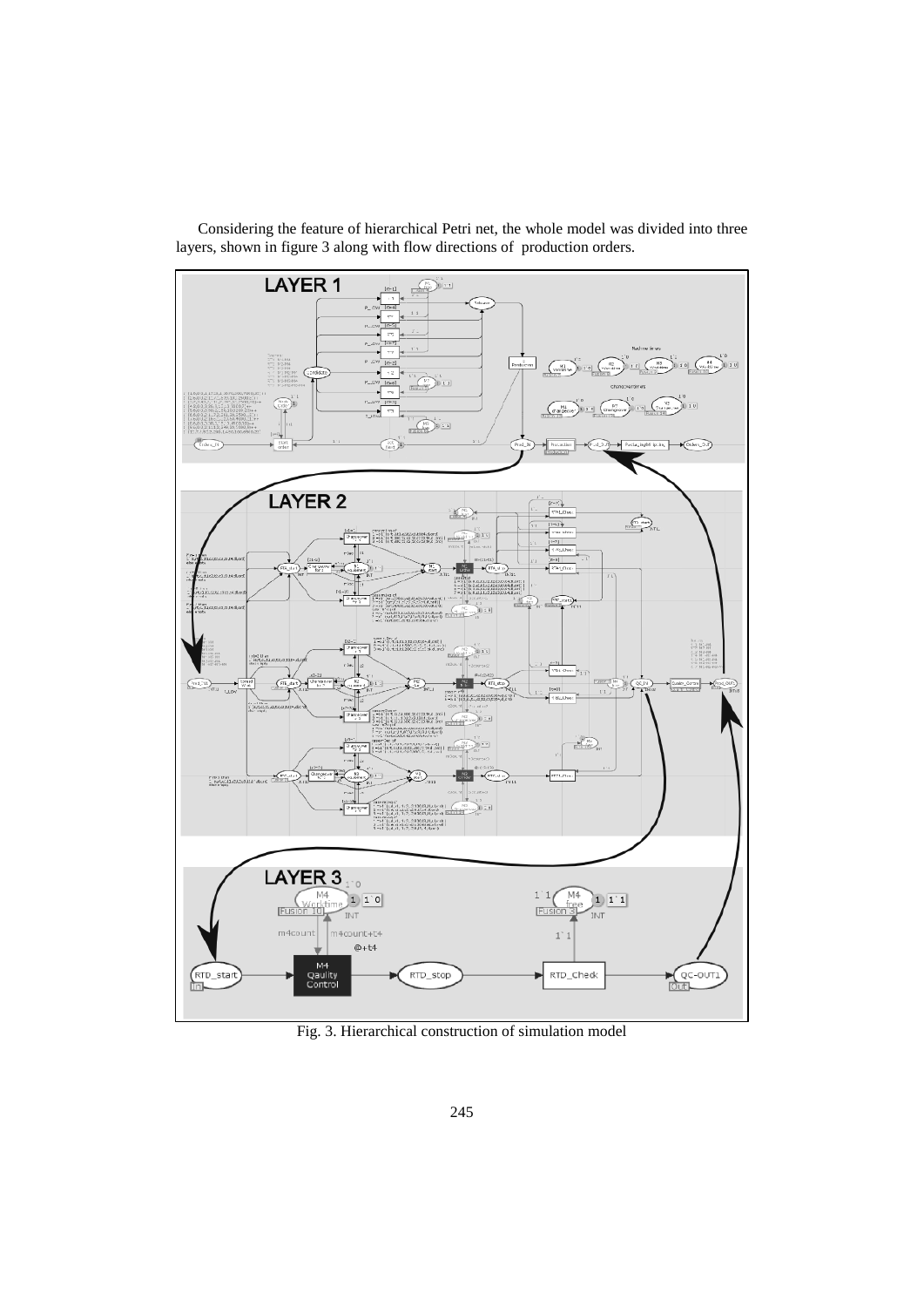Considering the feature of hierarchical Petri net, the whole model was divided into three layers, shown in figure 3 along with flow directions of production orders.

Fig. 3. Hierarchical construction of simulation model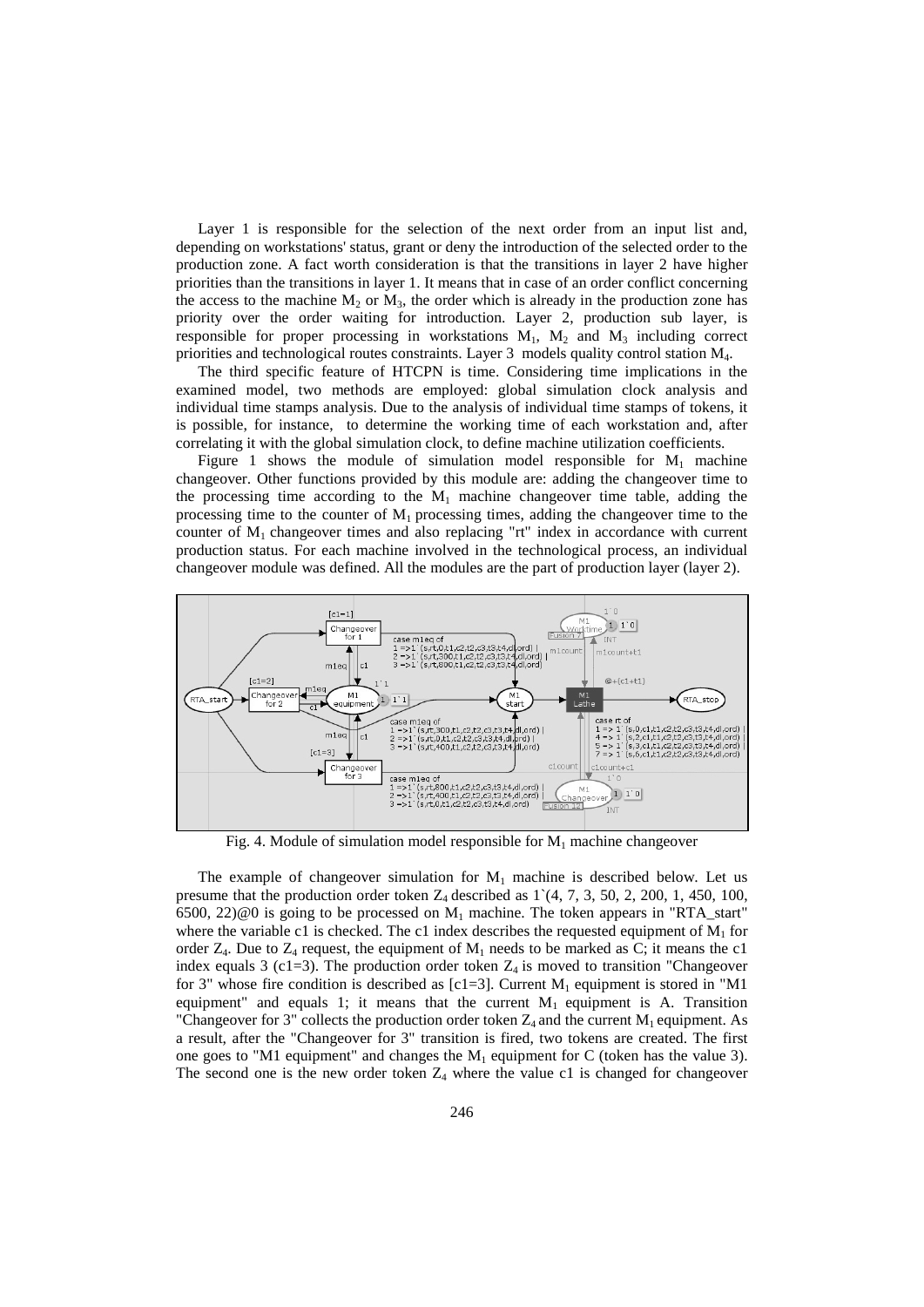Layer 1 is responsible for the selection of the next order from an input list and, depending on workstations' status, grant or deny the introduction of the selected order to the production zone. A fact worth consideration is that the transitions in layer 2 have higher priorities than the transitions in layer 1. It means that in case of an order conflict concerning the access to the machine $M_2$ or $M_3$, the order which is already in the production zone has priority over the order waiting for introduction. Layer 2, production sub layer, is responsible for proper processing in workstations $M_1$, $M_2$ and $M_3$ including correct priorities and technological routes constraints. Layer 3 models quality control station $M_4$.

The third specific feature of HTCPN is time. Considering time implications in the examined model, two methods are employed: global simulation clock analysis and individual time stamps analysis. Due to the analysis of individual time stamps of tokens, it is possible, for instance, to determine the working time of each workstation and, after correlating it with the global simulation clock, to define machine utilization coefficients.

Figure 1 shows the module of simulation model responsible for $M_1$ machine changeover. Other functions provided by this module are: adding the changeover time to the processing time according to the $M_1$ machine changeover time table, adding the processing time to the counter of $M_1$ processing times, adding the changeover time to the counter of $M_1$ changeover times and also replacing "rt" index in accordance with current production status. For each machine involved in the technological process, an individual changeover module was defined. All the modules are the part of production layer (layer 2).

Fig. 4. Module of simulation model responsible for $M_1$ machine changeover

The example of changeover simulation for $M_1$ machine is described below. Let us presume that the production order token $Z_4$ described as 1`(4, 7, 3, 50, 2, 200, 1, 450, 100, 6500, 22)@0 is going to be processed on $M_1$ machine. The token appears in "RTA_start" where the variable c1 is checked. The c1 index describes the requested equipment of $M_1$ for order $Z_4$. Due to $Z_4$ request, the equipment of $M_1$ needs to be marked as C; it means the c1 index equals 3 (c1=3). The production order token $Z_4$ is moved to transition "Changeover for 3" whose fire condition is described as [c1=3]. Current $M_1$ equipment is stored in "M1 equipment" and equals 1; it means that the current $M_1$ equipment is A. Transition "Changeover for 3" collects the production order token $Z_4$ and the current $M_1$ equipment. As a result, after the "Changeover for 3" transition is fired, two tokens are created. The first one goes to "M1 equipment" and changes the $M_1$ equipment for C (token has the value 3). The second one is the new order token $Z_4$ where the value c1 is changed for changeover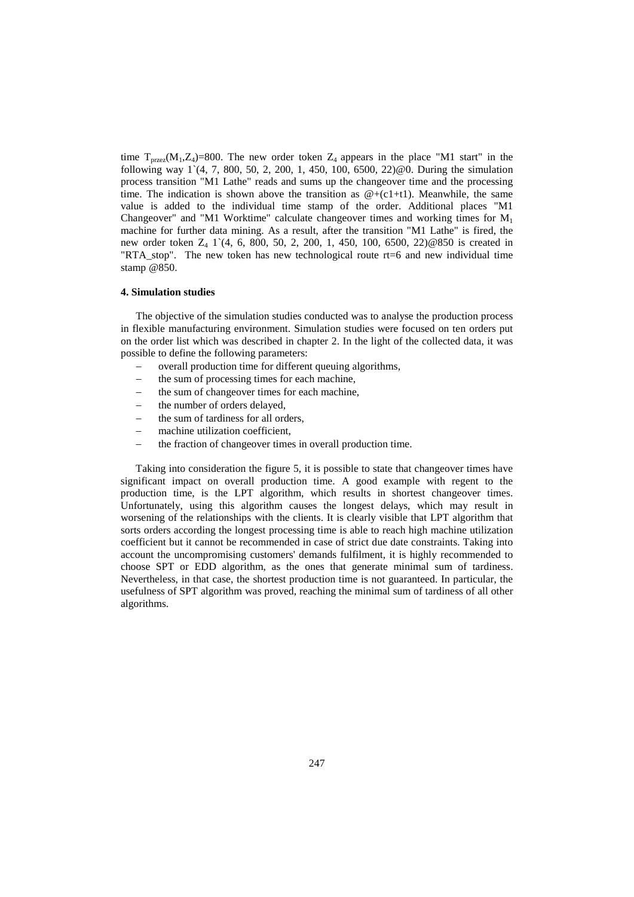time $T_{przez}(M_1,Z_4)$=800. The new order token $Z_4$ appears in the place "M1 start" in the following way 1`(4, 7, 800, 50, 2, 200, 1, 450, 100, 6500, 22)@0. During the simulation process transition "M1 Lathe" reads and sums up the changeover time and the processing time. The indication is shown above the transition as @+(c1+t1). Meanwhile, the same value is added to the individual time stamp of the order. Additional places "M1 Changeover" and "M1 Worktime" calculate changeover times and working times for $M_1$ machine for further data mining. As a result, after the transition "M1 Lathe" is fired, the new order token $Z_4$ 1`(4, 6, 800, 50, 2, 200, 1, 450, 100, 6500, 22)@850 is created in "RTA_stop". The new token has new technological route rt=6 and new individual time stamp @850.

#### 4. Simulation studies

The objective of the simulation studies conducted was to analyse the production process in flexible manufacturing environment. Simulation studies were focused on ten orders put on the order list which was described in chapter 2. In the light of the collected data, it was possible to define the following parameters:

- overall production time for different queuing algorithms,
- the sum of processing times for each machine,
- the sum of changeover times for each machine,
- the number of orders delayed,
- the sum of tardiness for all orders,
- machine utilization coefficient,
- the fraction of changeover times in overall production time.

Taking into consideration the figure 5, it is possible to state that changeover times have significant impact on overall production time. A good example with regent to the production time, is the LPT algorithm, which results in shortest changeover times. Unfortunately, using this algorithm causes the longest delays, which may result in worsening of the relationships with the clients. It is clearly visible that LPT algorithm that sorts orders according the longest processing time is able to reach high machine utilization coefficient but it cannot be recommended in case of strict due date constraints. Taking into account the uncompromising customers' demands fulfilment, it is highly recommended to choose SPT or EDD algorithm, as the ones that generate minimal sum of tardiness. Nevertheless, in that case, the shortest production time is not guaranteed. In particular, the usefulness of SPT algorithm was proved, reaching the minimal sum of tardiness of all other algorithms.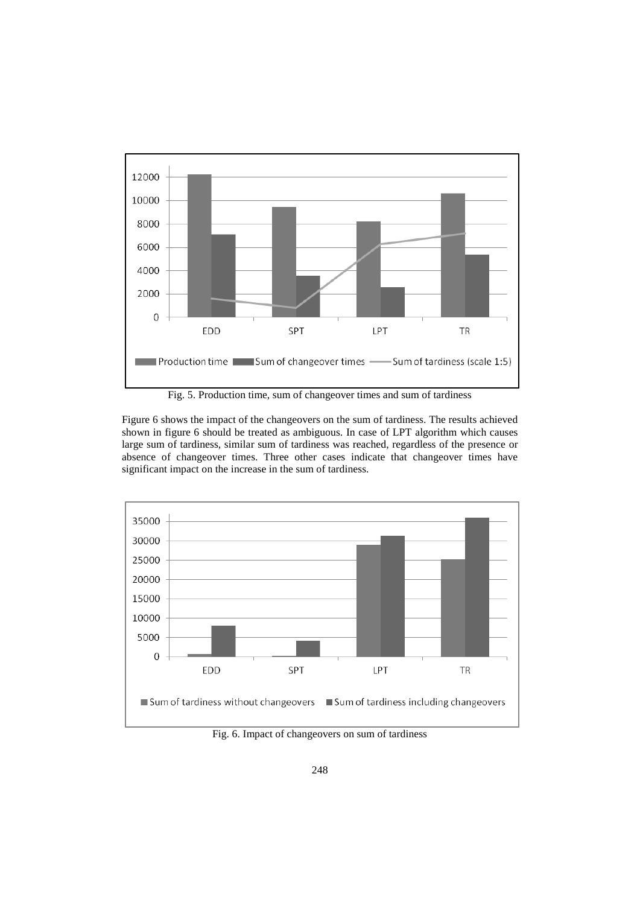Fig. 5. Production time, sum of changeover times and sum of tardiness

Figure 6 shows the impact of the changeovers on the sum of tardiness. The results achieved shown in figure 6 should be treated as ambiguous. In case of LPT algorithm which causes large sum of tardiness, similar sum of tardiness was reached, regardless of the presence or absence of changeover times. Three other cases indicate that changeover times have significant impact on the increase in the sum of tardiness.

Fig. 6. Impact of changeovers on sum of tardiness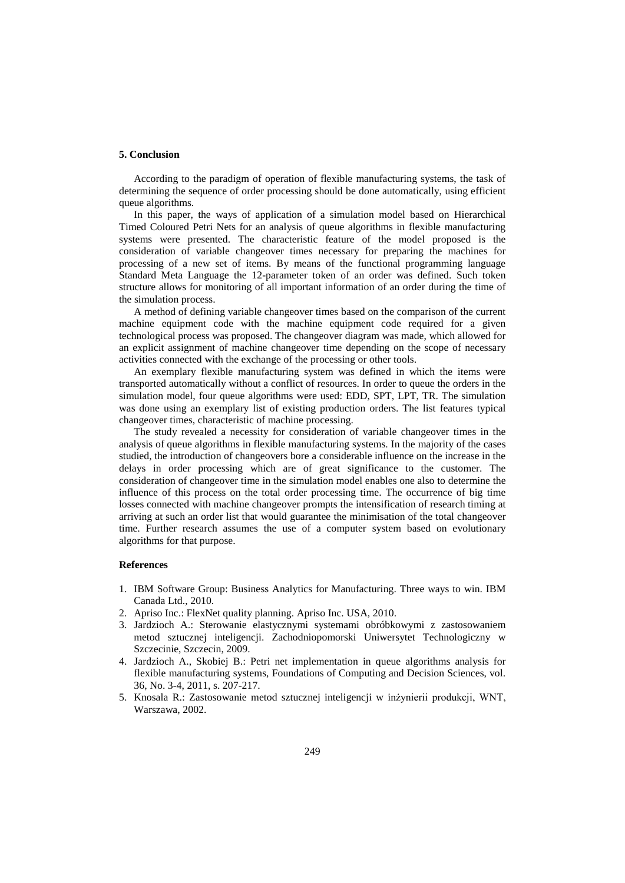## 5. Conclusion

According to the paradigm of operation of flexible manufacturing systems, the task of determining the sequence of order processing should be done automatically, using efficient queue algorithms.

In this paper, the ways of application of a simulation model based on Hierarchical Timed Coloured Petri Nets for an analysis of queue algorithms in flexible manufacturing systems were presented. The characteristic feature of the model proposed is the consideration of variable changeover times necessary for preparing the machines for processing of a new set of items. By means of the functional programming language Standard Meta Language the 12-parameter token of an order was defined. Such token structure allows for monitoring of all important information of an order during the time of the simulation process.

A method of defining variable changeover times based on the comparison of the current machine equipment code with the machine equipment code required for a given technological process was proposed. The changeover diagram was made, which allowed for an explicit assignment of machine changeover time depending on the scope of necessary activities connected with the exchange of the processing or other tools.

An exemplary flexible manufacturing system was defined in which the items were transported automatically without a conflict of resources. In order to queue the orders in the simulation model, four queue algorithms were used: EDD, SPT, LPT, TR. The simulation was done using an exemplary list of existing production orders. The list features typical changeover times, characteristic of machine processing.

The study revealed a necessity for consideration of variable changeover times in the analysis of queue algorithms in flexible manufacturing systems. In the majority of the cases studied, the introduction of changeovers bore a considerable influence on the increase in the delays in order processing which are of great significance to the customer. The consideration of changeover time in the simulation model enables one also to determine the influence of this process on the total order processing time. The occurrence of big time losses connected with machine changeover prompts the intensification of research timing at arriving at such an order list that would guarantee the minimisation of the total changeover time. Further research assumes the use of a computer system based on evolutionary algorithms for that purpose.

## References

1. IBM Software Group: Business Analytics for Manufacturing. Three ways to win. IBM Canada Ltd., 2010.
2. Apriso Inc.: FlexNet quality planning. Apriso Inc. USA, 2010.
3. Jardzioch A.: Sterowanie elastycznymi systemami obróbkowymi z zastosowaniem metod sztucznej inteligencji. Zachodniopomorski Uniwersytet Technologiczny w Szczecinie, Szczecin, 2009.
4. Jardzioch A., Skobiej B.: Petri net implementation in queue algorithms analysis for flexible manufacturing systems, Foundations of Computing and Decision Sciences, vol. 36, No. 3-4, 2011, s. 207-217.
5. Knosala R.: Zastosowanie metod sztucznej inteligencji w inżynierii produkcji, WNT, Warszawa, 2002.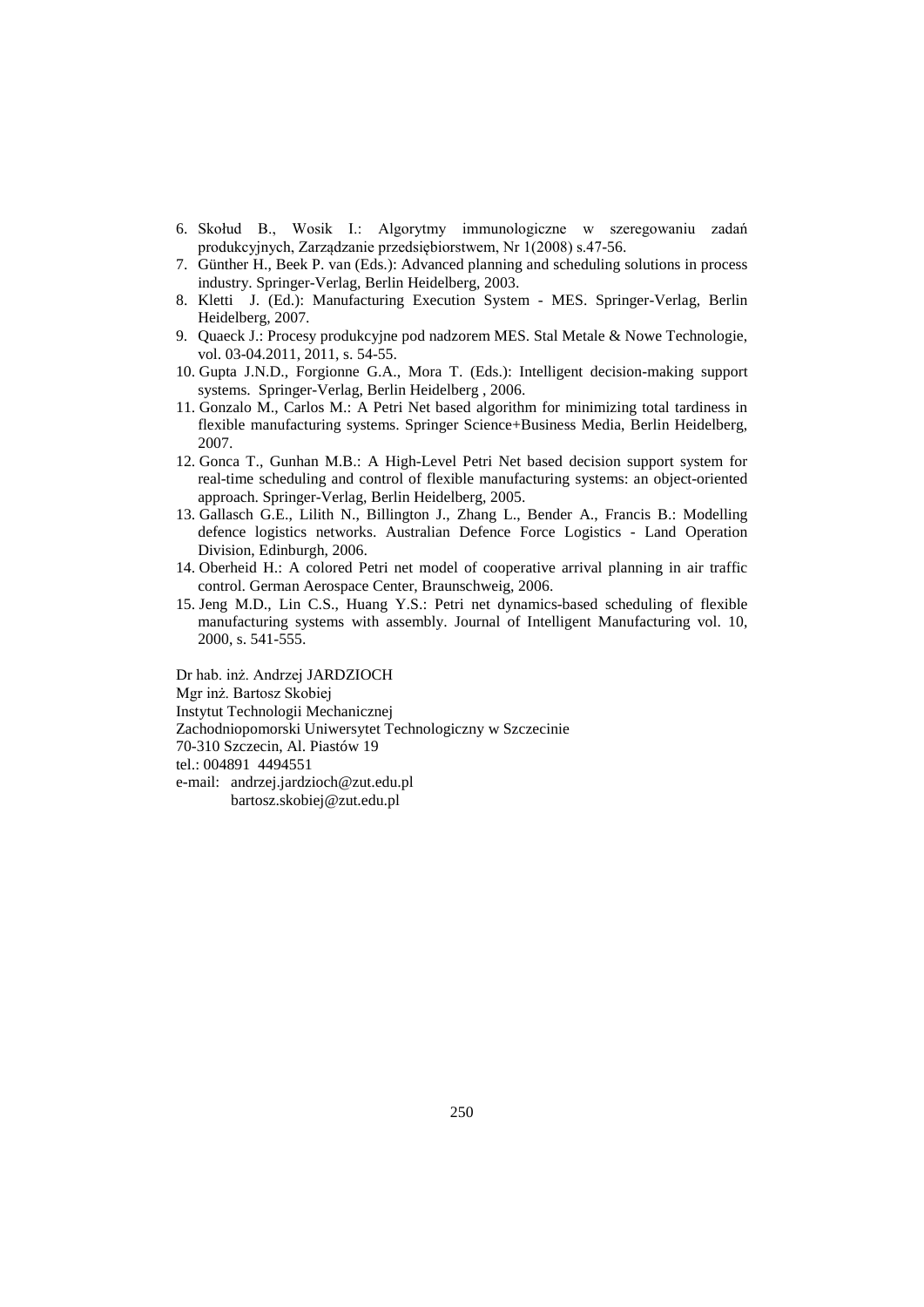6. Skołud B., Wosik I.: Algorytmy immunologiczne w szeregowaniu zadań produkcyjnych, Zarządzanie przedsiębiorstwem, Nr 1(2008) s.47-56.
7. Günther H., Beek P. van (Eds.): Advanced planning and scheduling solutions in process industry. Springer-Verlag, Berlin Heidelberg, 2003.
8. Kletti J. (Ed.): Manufacturing Execution System - MES. Springer-Verlag, Berlin Heidelberg, 2007.
9. Quaeck J.: Procesy produkcyjne pod nadzorem MES. Stal Metale & Nowe Technologie, vol. 03-04.2011, 2011, s. 54-55.
10. Gupta J.N.D., Forgionne G.A., Mora T. (Eds.): Intelligent decision-making support systems. Springer-Verlag, Berlin Heidelberg , 2006.
11. Gonzalo M., Carlos M.: A Petri Net based algorithm for minimizing total tardiness in flexible manufacturing systems. Springer Science+Business Media, Berlin Heidelberg, 2007.
12. Gonca T., Gunhan M.B.: A High-Level Petri Net based decision support system for real-time scheduling and control of flexible manufacturing systems: an object-oriented approach. Springer-Verlag, Berlin Heidelberg, 2005.
13. Gallasch G.E., Lilith N., Billington J., Zhang L., Bender A., Francis B.: Modelling defence logistics networks. Australian Defence Force Logistics - Land Operation Division, Edinburgh, 2006.
14. Oberheid H.: A colored Petri net model of cooperative arrival planning in air traffic control. German Aerospace Center, Braunschweig, 2006.
15. Jeng M.D., Lin C.S., Huang Y.S.: Petri net dynamics-based scheduling of flexible manufacturing systems with assembly. Journal of Intelligent Manufacturing vol. 10, 2000, s. 541-555.

Dr hab. inż. Andrzej JARDZIOCH  
Mgr inż. Bartosz Skobiej  
Instytut Technologii Mechanicznej  
Zachodniopomorski Uniwersytet Technologiczny w Szczecinie  
70-310 Szczecin, Al. Piastów 19  
tel.: 004891 4494551  
e-mail: andrzej.jardzioch@zut.edu.pl  
bartosz.skobiej@zut.edu.pl